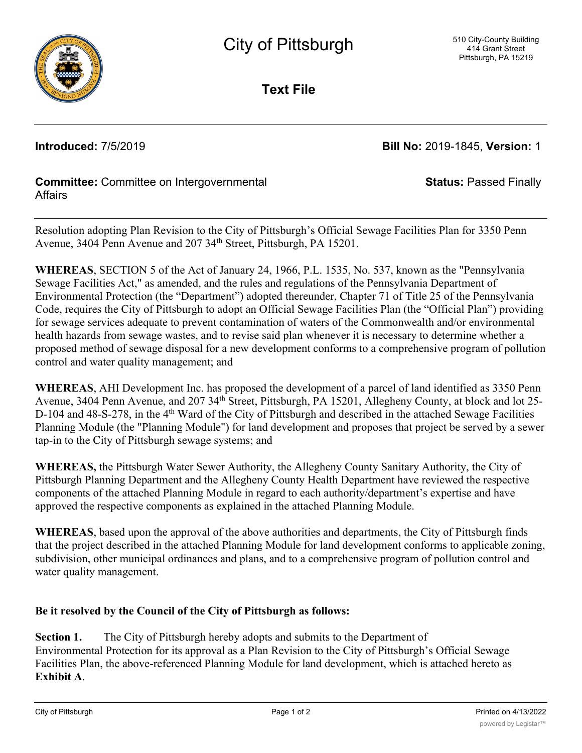# City of Pittsburgh

510 City-County Building
414 Grant Street
Pittsburgh, PA 15219

## Text File

**Introduced:** 7/5/2019 **Bill No:** 2019-1845, **Version:** 1

**Committee:** Committee on Intergovernmental Affairs **Status:** Passed Finally

Resolution adopting Plan Revision to the City of Pittsburgh's Official Sewage Facilities Plan for 3350 Penn Avenue, 3404 Penn Avenue and 207 34th Street, Pittsburgh, PA 15201.

**WHEREAS**, SECTION 5 of the Act of January 24, 1966, P.L. 1535, No. 537, known as the "Pennsylvania Sewage Facilities Act," as amended, and the rules and regulations of the Pennsylvania Department of Environmental Protection (the "Department") adopted thereunder, Chapter 71 of Title 25 of the Pennsylvania Code, requires the City of Pittsburgh to adopt an Official Sewage Facilities Plan (the "Official Plan") providing for sewage services adequate to prevent contamination of waters of the Commonwealth and/or environmental health hazards from sewage wastes, and to revise said plan whenever it is necessary to determine whether a proposed method of sewage disposal for a new development conforms to a comprehensive program of pollution control and water quality management; and

**WHEREAS**, AHI Development Inc. has proposed the development of a parcel of land identified as 3350 Penn Avenue, 3404 Penn Avenue, and 207 34th Street, Pittsburgh, PA 15201, Allegheny County, at block and lot 25-D-104 and 48-S-278, in the 4th Ward of the City of Pittsburgh and described in the attached Sewage Facilities Planning Module (the "Planning Module") for land development and proposes that project be served by a sewer tap-in to the City of Pittsburgh sewage systems; and

**WHEREAS,** the Pittsburgh Water Sewer Authority, the Allegheny County Sanitary Authority, the City of Pittsburgh Planning Department and the Allegheny County Health Department have reviewed the respective components of the attached Planning Module in regard to each authority/department's expertise and have approved the respective components as explained in the attached Planning Module.

**WHEREAS**, based upon the approval of the above authorities and departments, the City of Pittsburgh finds that the project described in the attached Planning Module for land development conforms to applicable zoning, subdivision, other municipal ordinances and plans, and to a comprehensive program of pollution control and water quality management.

**Be it resolved by the Council of the City of Pittsburgh as follows:**

**Section 1.** The City of Pittsburgh hereby adopts and submits to the Department of Environmental Protection for its approval as a Plan Revision to the City of Pittsburgh's Official Sewage Facilities Plan, the above-referenced Planning Module for land development, which is attached hereto as **Exhibit A**.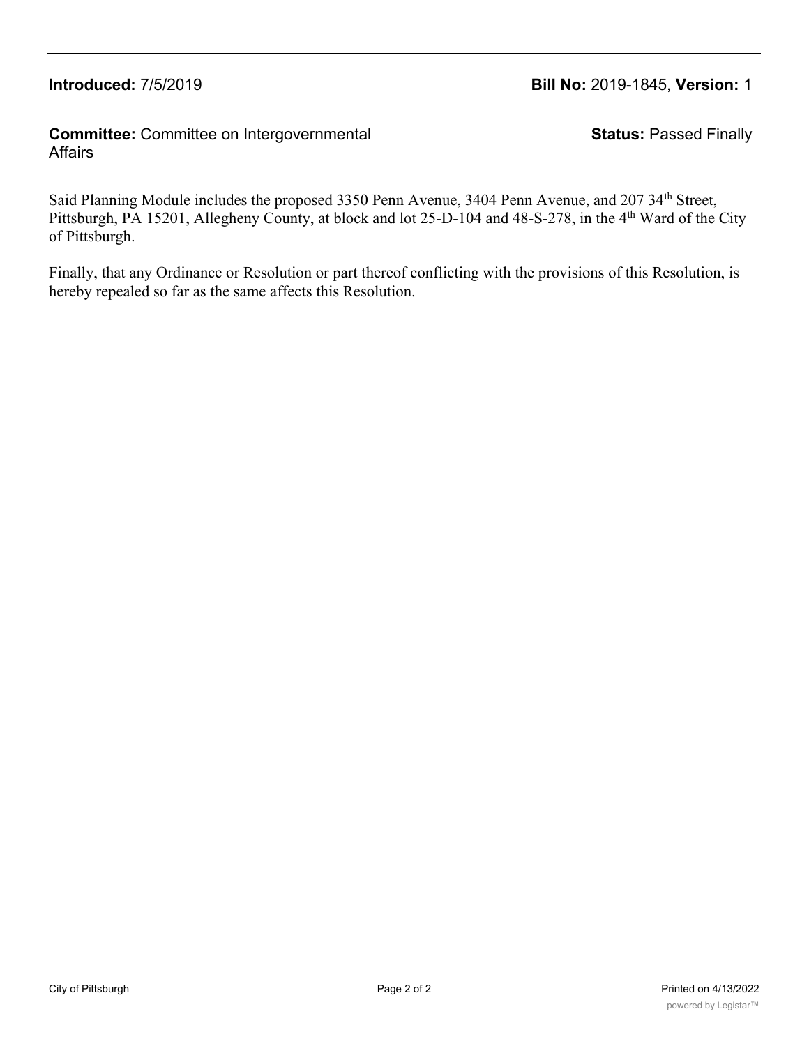**Introduced:** 7/5/2019 **Bill No:** 2019-1845, **Version:** 1

**Committee:** Committee on Intergovernmental Affairs **Status:** Passed Finally

Said Planning Module includes the proposed 3350 Penn Avenue, 3404 Penn Avenue, and 207 34th Street, Pittsburgh, PA 15201, Allegheny County, at block and lot 25-D-104 and 48-S-278, in the 4th Ward of the City of Pittsburgh.

Finally, that any Ordinance or Resolution or part thereof conflicting with the provisions of this Resolution, is hereby repealed so far as the same affects this Resolution.